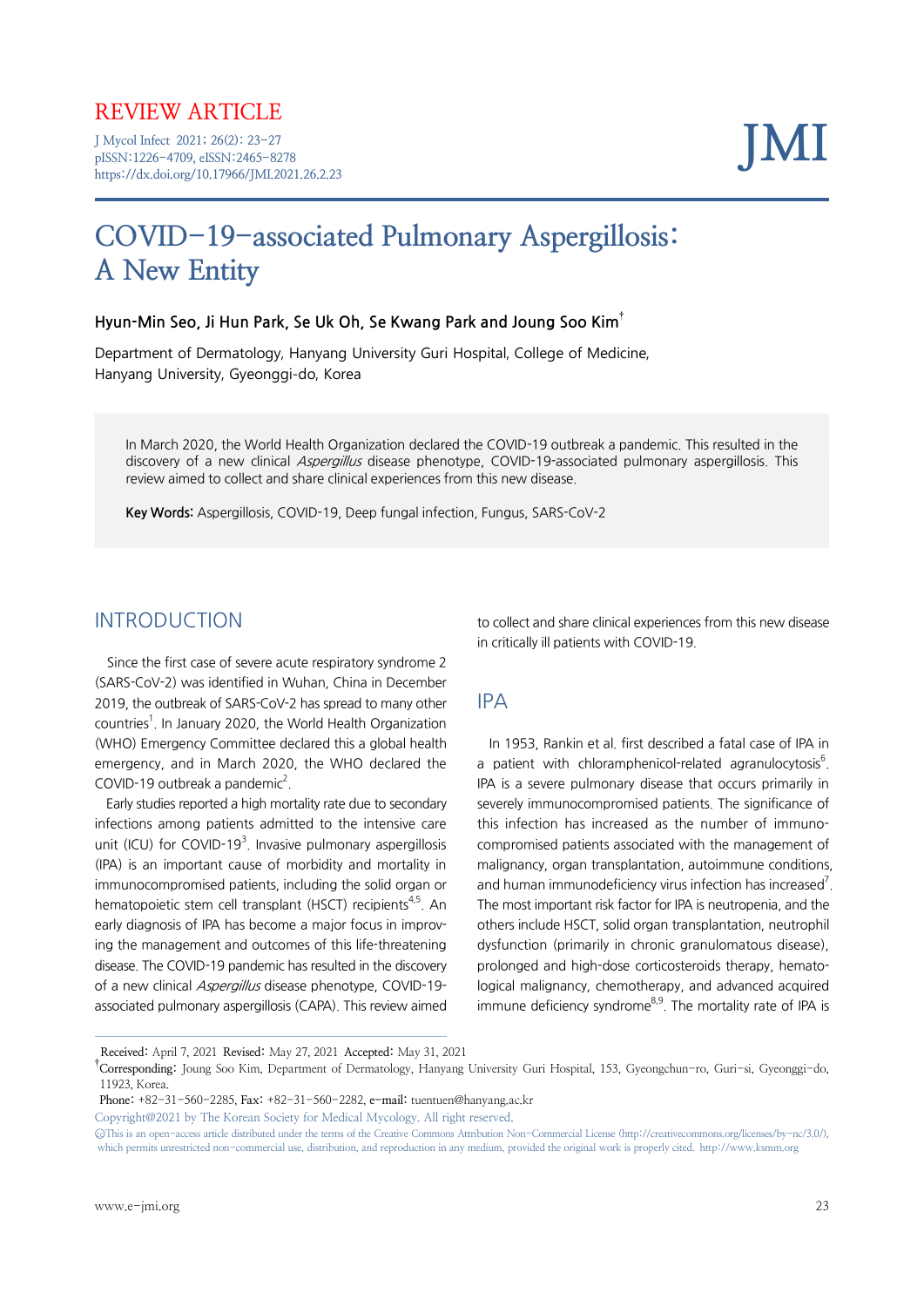# COVID-19-associated Pulmonary Aspergillosis: A New Entity

**Hyun-Min Seo, Ji Hun Park, Se Uk Oh, Se Kwang Park and Joung Soo Kim†**

Department of Dermatology, Hanyang University Guri Hospital, College of Medicine, Hanyang University, Gyeonggi-do, Korea

In March 2020, the World Health Organization declared the COVID-19 outbreak a pandemic. This resulted in the discovery of a new clinical *Aspergillus* disease phenotype, COVID-19-associated pulmonary aspergillosis. This review aimed to collect and share clinical experiences from this new disease.

**Key Words:** Aspergillosis, COVID-19, Deep fungal infection, Fungus, SARS-CoV-2

## INTRODUCTION

Since the first case of severe acute respiratory syndrome 2 (SARS-CoV-2) was identified in Wuhan, China in December 2019, the outbreak of SARS-CoV-2 has spread to many other countries[1]. In January 2020, the World Health Organization (WHO) Emergency Committee declared this a global health emergency, and in March 2020, the WHO declared the COVID-19 outbreak a pandemic[2].

Early studies reported a high mortality rate due to secondary infections among patients admitted to the intensive care unit (ICU) for COVID-19[3]. Invasive pulmonary aspergillosis (IPA) is an important cause of morbidity and mortality in immunocompromised patients, including the solid organ or hematopoietic stem cell transplant (HSCT) recipients[4,5]. An early diagnosis of IPA has become a major focus in improving the management and outcomes of this life-threatening disease. The COVID-19 pandemic has resulted in the discovery of a new clinical *Aspergillus* disease phenotype, COVID-19-associated pulmonary aspergillosis (CAPA). This review aimed to collect and share clinical experiences from this new disease in critically ill patients with COVID-19.

## IPA

In 1953, Rankin et al. first described a fatal case of IPA in a patient with chloramphenicol-related agranulocytosis[6]. IPA is a severe pulmonary disease that occurs primarily in severely immunocompromised patients. The significance of this infection has increased as the number of immunocompromised patients associated with the management of malignancy, organ transplantation, autoimmune conditions, and human immunodeficiency virus infection has increased[7]. The most important risk factor for IPA is neutropenia, and the others include HSCT, solid organ transplantation, neutrophil dysfunction (primarily in chronic granulomatous disease), prolonged and high-dose corticosteroids therapy, hematological malignancy, chemotherapy, and advanced acquired immune deficiency syndrome[8,9]. The mortality rate of IPA is

---

Received: April 7, 2021 Revised: May 27, 2021 Accepted: May 31, 2021

†Corresponding: Joung Soo Kim, Department of Dermatology, Hanyang University Guri Hospital, 153, Gyeongchun-ro, Guri-si, Gyeonggi-do, 11923, Korea.

Phone: +82-31-560-2285, Fax: +82-31-560-2282, e-mail: tuentuen@hanyang.ac.kr

Copyright@2021 by The Korean Society for Medical Mycology. All right reserved.

This is an open-access article distributed under the terms of the Creative Commons Attribution Non-Commercial License (http://creativecommons.org/licenses/by-nc/3.0/), which permits unrestricted non-commercial use, distribution, and reproduction in any medium, provided the original work is properly cited. http://www.ksmm.org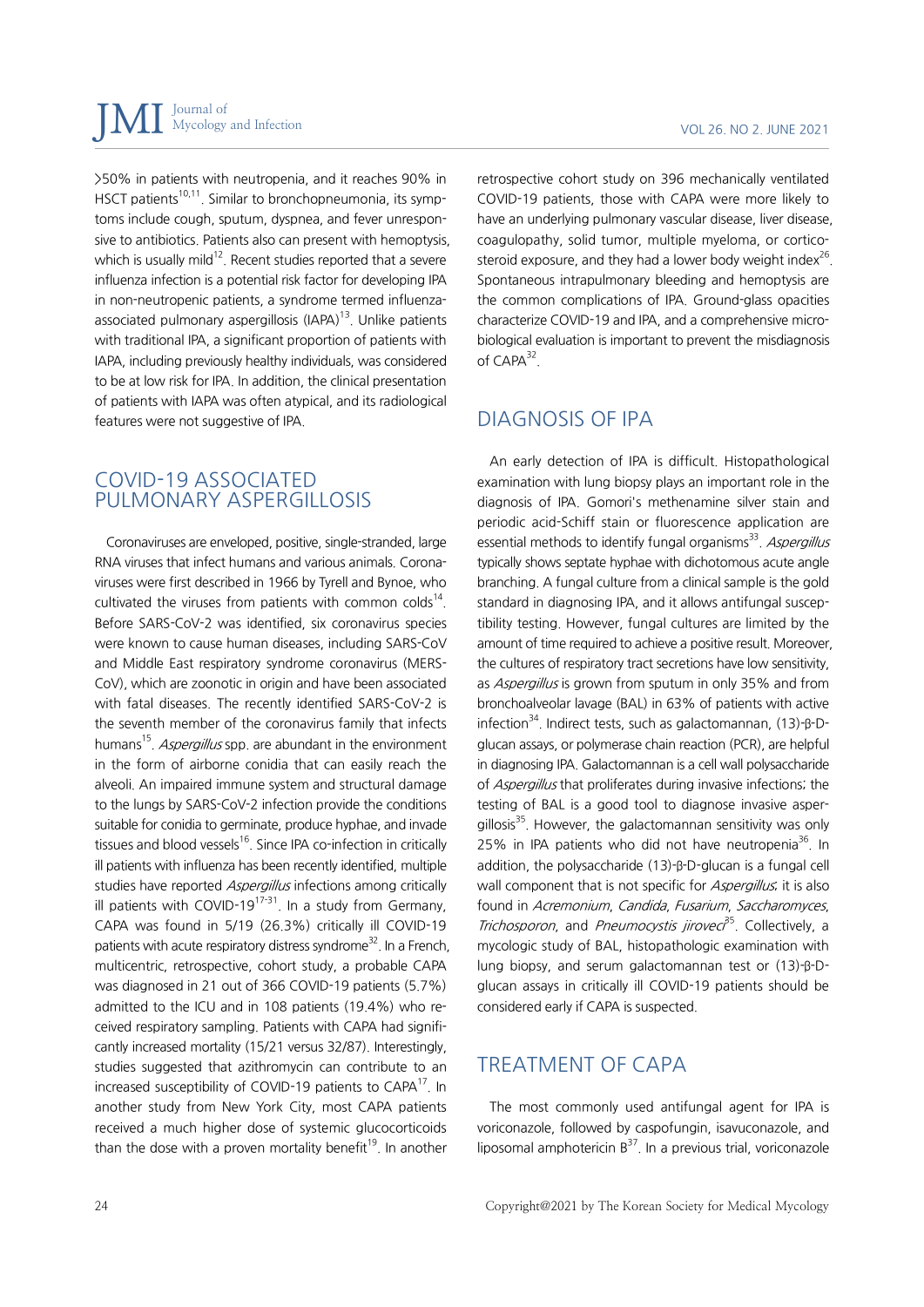>50% in patients with neutropenia, and it reaches 90% in HSCT patients[10,11]. Similar to bronchopneumonia, its symptoms include cough, sputum, dyspnea, and fever unresponsive to antibiotics. Patients also can present with hemoptysis, which is usually mild[12]. Recent studies reported that a severe influenza infection is a potential risk factor for developing IPA in non-neutropenic patients, a syndrome termed influenza-associated pulmonary aspergillosis (IAPA)[13]. Unlike patients with traditional IPA, a significant proportion of patients with IAPA, including previously healthy individuals, was considered to be at low risk for IPA. In addition, the clinical presentation of patients with IAPA was often atypical, and its radiological features were not suggestive of IPA.

## COVID-19 ASSOCIATED PULMONARY ASPERGILLOSIS

Coronaviruses are enveloped, positive, single-stranded, large RNA viruses that infect humans and various animals. Coronaviruses were first described in 1966 by Tyrell and Bynoe, who cultivated the viruses from patients with common colds[14]. Before SARS-CoV-2 was identified, six coronavirus species were known to cause human diseases, including SARS-CoV and Middle East respiratory syndrome coronavirus (MERS-CoV), which are zoonotic in origin and have been associated with fatal diseases. The recently identified SARS-CoV-2 is the seventh member of the coronavirus family that infects humans[15]. *Aspergillus* spp. are abundant in the environment in the form of airborne conidia that can easily reach the alveoli. An impaired immune system and structural damage to the lungs by SARS-CoV-2 infection provide the conditions suitable for conidia to germinate, produce hyphae, and invade tissues and blood vessels[16]. Since IPA co-infection in critically ill patients with influenza has been recently identified, multiple studies have reported *Aspergillus* infections among critically ill patients with COVID-19[17-31]. In a study from Germany, CAPA was found in 5/19 (26.3%) critically ill COVID-19 patients with acute respiratory distress syndrome[32]. In a French, multicentric, retrospective, cohort study, a probable CAPA was diagnosed in 21 out of 366 COVID-19 patients (5.7%) admitted to the ICU and in 108 patients (19.4%) who received respiratory sampling. Patients with CAPA had significantly increased mortality (15/21 versus 32/87). Interestingly, studies suggested that azithromycin can contribute to an increased susceptibility of COVID-19 patients to CAPA[17]. In another study from New York City, most CAPA patients received a much higher dose of systemic glucocorticoids than the dose with a proven mortality benefit[19]. In another retrospective cohort study on 396 mechanically ventilated COVID-19 patients, those with CAPA were more likely to have an underlying pulmonary vascular disease, liver disease, coagulopathy, solid tumor, multiple myeloma, or corticosteroid exposure, and they had a lower body weight index[26]. Spontaneous intrapulmonary bleeding and hemoptysis are the common complications of IPA. Ground-glass opacities characterize COVID-19 and IPA, and a comprehensive microbiological evaluation is important to prevent the misdiagnosis of CAPA[32].

## DIAGNOSIS OF IPA

An early detection of IPA is difficult. Histopathological examination with lung biopsy plays an important role in the diagnosis of IPA. Gomori's methenamine silver stain and periodic acid-Schiff stain or fluorescence application are essential methods to identify fungal organisms[33]. *Aspergillus* typically shows septate hyphae with dichotomous acute angle branching. A fungal culture from a clinical sample is the gold standard in diagnosing IPA, and it allows antifungal susceptibility testing. However, fungal cultures are limited by the amount of time required to achieve a positive result. Moreover, the cultures of respiratory tract secretions have low sensitivity, as *Aspergillus* is grown from sputum in only 35% and from bronchoalveolar lavage (BAL) in 63% of patients with active infection[34]. Indirect tests, such as galactomannan, (13)-β-D-glucan assays, or polymerase chain reaction (PCR), are helpful in diagnosing IPA. Galactomannan is a cell wall polysaccharide of *Aspergillus* that proliferates during invasive infections; the testing of BAL is a good tool to diagnose invasive aspergillosis[35]. However, the galactomannan sensitivity was only 25% in IPA patients who did not have neutropenia[36]. In addition, the polysaccharide (13)-β-D-glucan is a fungal cell wall component that is not specific for *Aspergillus*; it is also found in *Acremonium*, *Candida*, *Fusarium*, *Saccharomyces*, *Trichosporon*, and *Pneumocystis jiroveci*[35]. Collectively, a mycologic study of BAL, histopathologic examination with lung biopsy, and serum galactomannan test or (13)-β-D-glucan assays in critically ill COVID-19 patients should be considered early if CAPA is suspected.

## TREATMENT OF CAPA

The most commonly used antifungal agent for IPA is voriconazole, followed by caspofungin, isavuconazole, and liposomal amphotericin B[37]. In a previous trial, voriconazole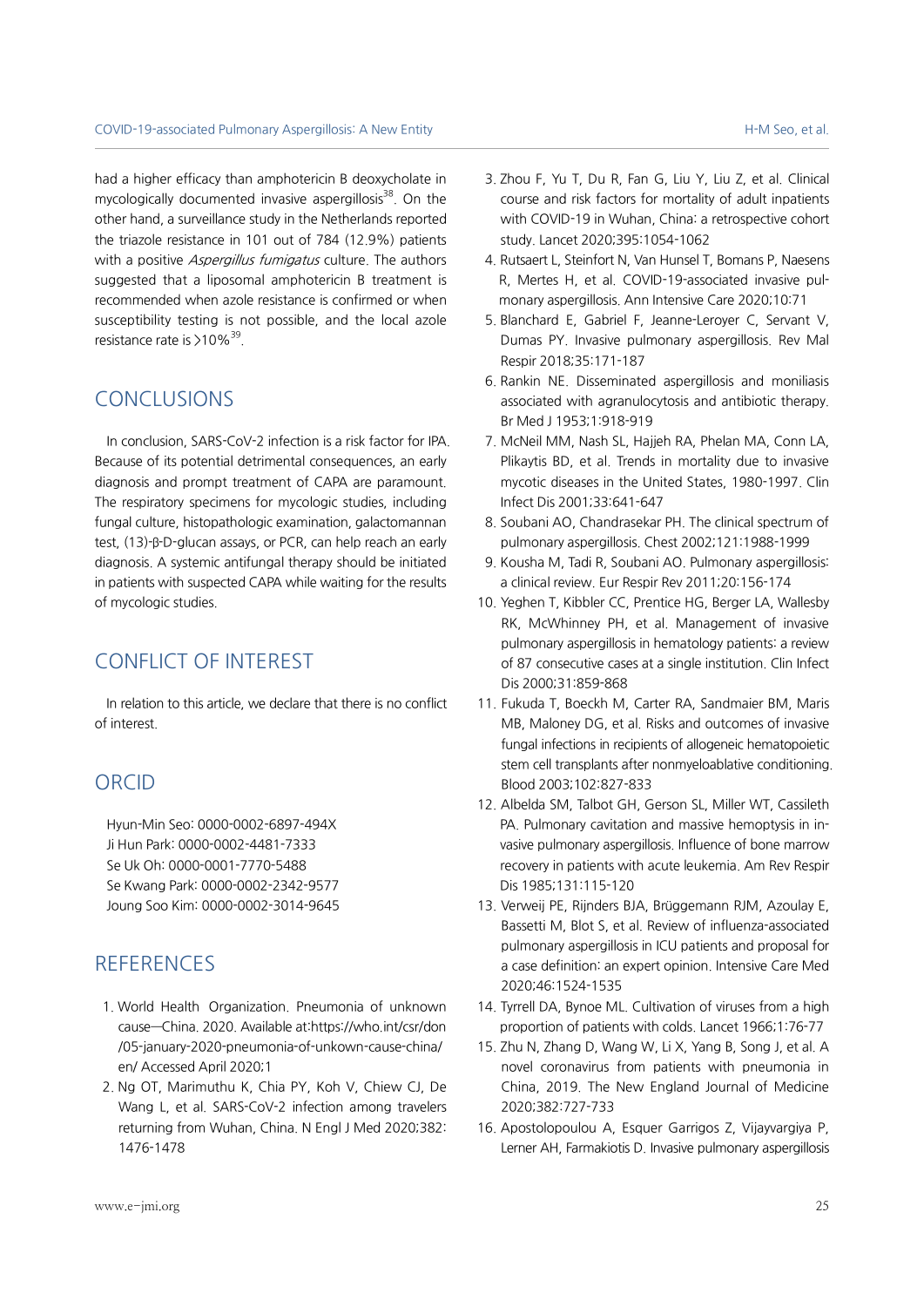had a higher efficacy than amphotericin B deoxycholate in mycologically documented invasive aspergillosis[38]. On the other hand, a surveillance study in the Netherlands reported the triazole resistance in 101 out of 784 (12.9%) patients with a positive *Aspergillus fumigatus* culture. The authors suggested that a liposomal amphotericin B treatment is recommended when azole resistance is confirmed or when susceptibility testing is not possible, and the local azole resistance rate is >10%[39].

## CONCLUSIONS

In conclusion, SARS-CoV-2 infection is a risk factor for IPA. Because of its potential detrimental consequences, an early diagnosis and prompt treatment of CAPA are paramount. The respiratory specimens for mycologic studies, including fungal culture, histopathologic examination, galactomannan test, (13)-β-D-glucan assays, or PCR, can help reach an early diagnosis. A systemic antifungal therapy should be initiated in patients with suspected CAPA while waiting for the results of mycologic studies.

## CONFLICT OF INTEREST

In relation to this article, we declare that there is no conflict of interest.

## ORCID

Hyun-Min Seo: 0000-0002-6897-494X
Ji Hun Park: 0000-0002-4481-7333
Se Uk Oh: 0000-0001-7770-5488
Se Kwang Park: 0000-0002-2342-9577
Joung Soo Kim: 0000-0002-3014-9645

## REFERENCES

1. World Health Organization. Pneumonia of unknown cause—China. 2020. Available at:https://who.int/csr/don/05-january-2020-pneumonia-of-unkown-cause-china/en/ Accessed April 2020;1
2. Ng OT, Marimuthu K, Chia PY, Koh V, Chiew CJ, De Wang L, et al. SARS-CoV-2 infection among travelers returning from Wuhan, China. N Engl J Med 2020;382:1476-1478
3. Zhou F, Yu T, Du R, Fan G, Liu Y, Liu Z, et al. Clinical course and risk factors for mortality of adult inpatients with COVID-19 in Wuhan, China: a retrospective cohort study. Lancet 2020;395:1054-1062
4. Rutsaert L, Steinfort N, Van Hunsel T, Bomans P, Naesens R, Mertes H, et al. COVID-19-associated invasive pulmonary aspergillosis. Ann Intensive Care 2020;10:71
5. Blanchard E, Gabriel F, Jeanne-Leroyer C, Servant V, Dumas PY. Invasive pulmonary aspergillosis. Rev Mal Respir 2018;35:171-187
6. Rankin NE. Disseminated aspergillosis and moniliasis associated with agranulocytosis and antibiotic therapy. Br Med J 1953;1:918-919
7. McNeil MM, Nash SL, Hajjeh RA, Phelan MA, Conn LA, Plikaytis BD, et al. Trends in mortality due to invasive mycotic diseases in the United States, 1980-1997. Clin Infect Dis 2001;33:641-647
8. Soubani AO, Chandrasekar PH. The clinical spectrum of pulmonary aspergillosis. Chest 2002;121:1988-1999
9. Kousha M, Tadi R, Soubani AO. Pulmonary aspergillosis: a clinical review. Eur Respir Rev 2011;20:156-174
10. Yeghen T, Kibbler CC, Prentice HG, Berger LA, Wallesby RK, McWhinney PH, et al. Management of invasive pulmonary aspergillosis in hematology patients: a review of 87 consecutive cases at a single institution. Clin Infect Dis 2000;31:859-868
11. Fukuda T, Boeckh M, Carter RA, Sandmaier BM, Maris MB, Maloney DG, et al. Risks and outcomes of invasive fungal infections in recipients of allogeneic hematopoietic stem cell transplants after nonmyeloablative conditioning. Blood 2003;102:827-833
12. Albelda SM, Talbot GH, Gerson SL, Miller WT, Cassileth PA. Pulmonary cavitation and massive hemoptysis in invasive pulmonary aspergillosis. Influence of bone marrow recovery in patients with acute leukemia. Am Rev Respir Dis 1985;131:115-120
13. Verweij PE, Rijnders BJA, Brüggemann RJM, Azoulay E, Bassetti M, Blot S, et al. Review of influenza-associated pulmonary aspergillosis in ICU patients and proposal for a case definition: an expert opinion. Intensive Care Med 2020;46:1524-1535
14. Tyrrell DA, Bynoe ML. Cultivation of viruses from a high proportion of patients with colds. Lancet 1966;1:76-77
15. Zhu N, Zhang D, Wang W, Li X, Yang B, Song J, et al. A novel coronavirus from patients with pneumonia in China, 2019. The New England Journal of Medicine 2020;382:727-733
16. Apostolopoulou A, Esquer Garrigos Z, Vijayvargiya P, Lerner AH, Farmakiotis D. Invasive pulmonary aspergillosis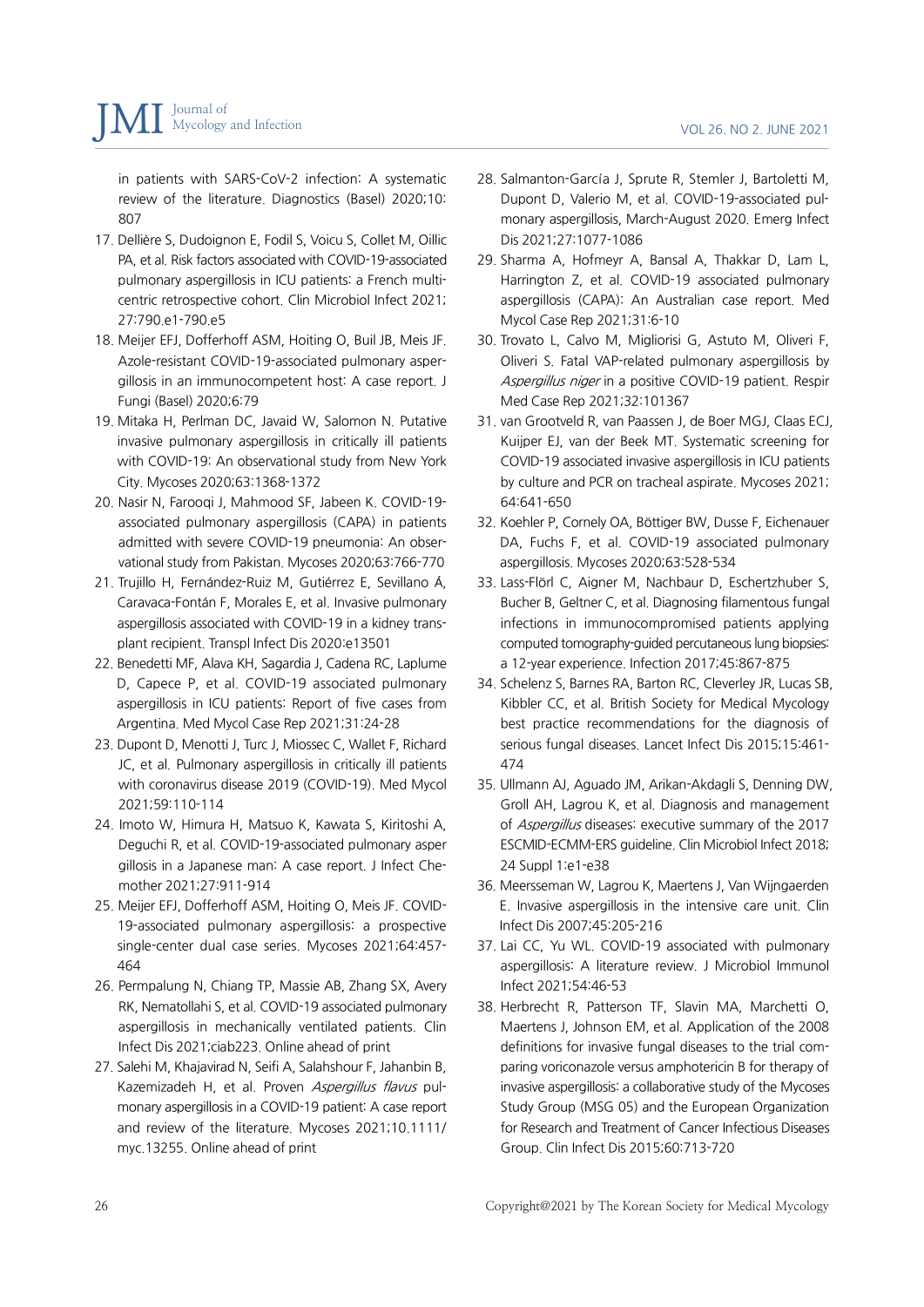in patients with SARS-CoV-2 infection: A systematic review of the literature. Diagnostics (Basel) 2020;10:807

17. Dellière S, Dudoignon E, Fodil S, Voicu S, Collet M, Oillic PA, et al. Risk factors associated with COVID-19-associated pulmonary aspergillosis in ICU patients: a French multicentric retrospective cohort. Clin Microbiol Infect 2021;27:790.e1-790.e5
18. Meijer EFJ, Dofferhoff ASM, Hoiting O, Buil JB, Meis JF. Azole-resistant COVID-19-associated pulmonary aspergillosis in an immunocompetent host: A case report. J Fungi (Basel) 2020;6:79
19. Mitaka H, Perlman DC, Javaid W, Salomon N. Putative invasive pulmonary aspergillosis in critically ill patients with COVID-19: An observational study from New York City. Mycoses 2020;63:1368-1372
20. Nasir N, Farooqi J, Mahmood SF, Jabeen K. COVID-19-associated pulmonary aspergillosis (CAPA) in patients admitted with severe COVID-19 pneumonia: An observational study from Pakistan. Mycoses 2020;63:766-770
21. Trujillo H, Fernández-Ruiz M, Gutiérrez E, Sevillano Á, Caravaca-Fontán F, Morales E, et al. Invasive pulmonary aspergillosis associated with COVID-19 in a kidney transplant recipient. Transpl Infect Dis 2020:e13501
22. Benedetti MF, Alava KH, Sagardia J, Cadena RC, Laplume D, Capece P, et al. COVID-19 associated pulmonary aspergillosis in ICU patients: Report of five cases from Argentina. Med Mycol Case Rep 2021;31:24-28
23. Dupont D, Menotti J, Turc J, Miossec C, Wallet F, Richard JC, et al. Pulmonary aspergillosis in critically ill patients with coronavirus disease 2019 (COVID-19). Med Mycol 2021;59:110-114
24. Imoto W, Himura H, Matsuo K, Kawata S, Kiritoshi A, Deguchi R, et al. COVID-19-associated pulmonary aspergillosis in a Japanese man: A case report. J Infect Chemother 2021;27:911-914
25. Meijer EFJ, Dofferhoff ASM, Hoiting O, Meis JF. COVID-19-associated pulmonary aspergillosis: a prospective single-center dual case series. Mycoses 2021;64:457-464
26. Permpalung N, Chiang TP, Massie AB, Zhang SX, Avery RK, Nematollahi S, et al. COVID-19 associated pulmonary aspergillosis in mechanically ventilated patients. Clin Infect Dis 2021;ciab223. Online ahead of print
27. Salehi M, Khajavirad N, Seifi A, Salahshour F, Jahanbin B, Kazemizadeh H, et al. Proven *Aspergillus flavus* pulmonary aspergillosis in a COVID-19 patient: A case report and review of the literature. Mycoses 2021;10.1111/myc.13255. Online ahead of print
28. Salmanton-García J, Sprute R, Stemler J, Bartoletti M, Dupont D, Valerio M, et al. COVID-19-associated pulmonary aspergillosis, March-August 2020. Emerg Infect Dis 2021;27:1077-1086
29. Sharma A, Hofmeyr A, Bansal A, Thakkar D, Lam L, Harrington Z, et al. COVID-19 associated pulmonary aspergillosis (CAPA): An Australian case report. Med Mycol Case Rep 2021;31:6-10
30. Trovato L, Calvo M, Migliorisi G, Astuto M, Oliveri F, Oliveri S. Fatal VAP-related pulmonary aspergillosis by *Aspergillus niger* in a positive COVID-19 patient. Respir Med Case Rep 2021;32:101367
31. van Grootveld R, van Paassen J, de Boer MGJ, Claas ECJ, Kuijper EJ, van der Beek MT. Systematic screening for COVID-19 associated invasive aspergillosis in ICU patients by culture and PCR on tracheal aspirate. Mycoses 2021;64:641-650
32. Koehler P, Cornely OA, Böttiger BW, Dusse F, Eichenauer DA, Fuchs F, et al. COVID-19 associated pulmonary aspergillosis. Mycoses 2020;63:528-534
33. Lass-Flörl C, Aigner M, Nachbaur D, Eschertzhuber S, Bucher B, Geltner C, et al. Diagnosing filamentous fungal infections in immunocompromised patients applying computed tomography-guided percutaneous lung biopsies: a 12-year experience. Infection 2017;45:867-875
34. Schelenz S, Barnes RA, Barton RC, Cleverley JR, Lucas SB, Kibbler CC, et al. British Society for Medical Mycology best practice recommendations for the diagnosis of serious fungal diseases. Lancet Infect Dis 2015;15:461-474
35. Ullmann AJ, Aguado JM, Arikan-Akdagli S, Denning DW, Groll AH, Lagrou K, et al. Diagnosis and management of *Aspergillus* diseases: executive summary of the 2017 ESCMID-ECMM-ERS guideline. Clin Microbiol Infect 2018;24 Suppl 1:e1-e38
36. Meersseman W, Lagrou K, Maertens J, Van Wijngaerden E. Invasive aspergillosis in the intensive care unit. Clin Infect Dis 2007;45:205-216
37. Lai CC, Yu WL. COVID-19 associated with pulmonary aspergillosis: A literature review. J Microbiol Immunol Infect 2021;54:46-53
38. Herbrecht R, Patterson TF, Slavin MA, Marchetti O, Maertens J, Johnson EM, et al. Application of the 2008 definitions for invasive fungal diseases to the trial comparing voriconazole versus amphotericin B for therapy of invasive aspergillosis: a collaborative study of the Mycoses Study Group (MSG 05) and the European Organization for Research and Treatment of Cancer Infectious Diseases Group. Clin Infect Dis 2015;60:713-720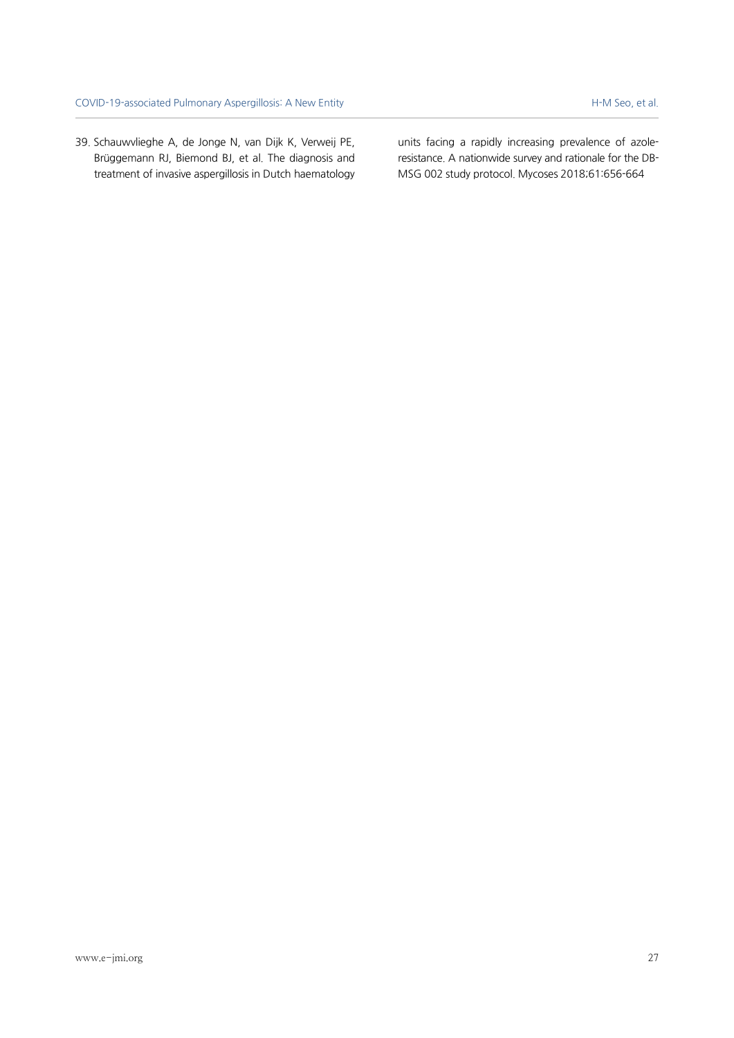39. Schauwvlieghe A, de Jonge N, van Dijk K, Verweij PE, Brüggemann RJ, Biemond BJ, et al. The diagnosis and treatment of invasive aspergillosis in Dutch haematology units facing a rapidly increasing prevalence of azole-resistance. A nationwide survey and rationale for the DB-MSG 002 study protocol. Mycoses 2018;61:656-664